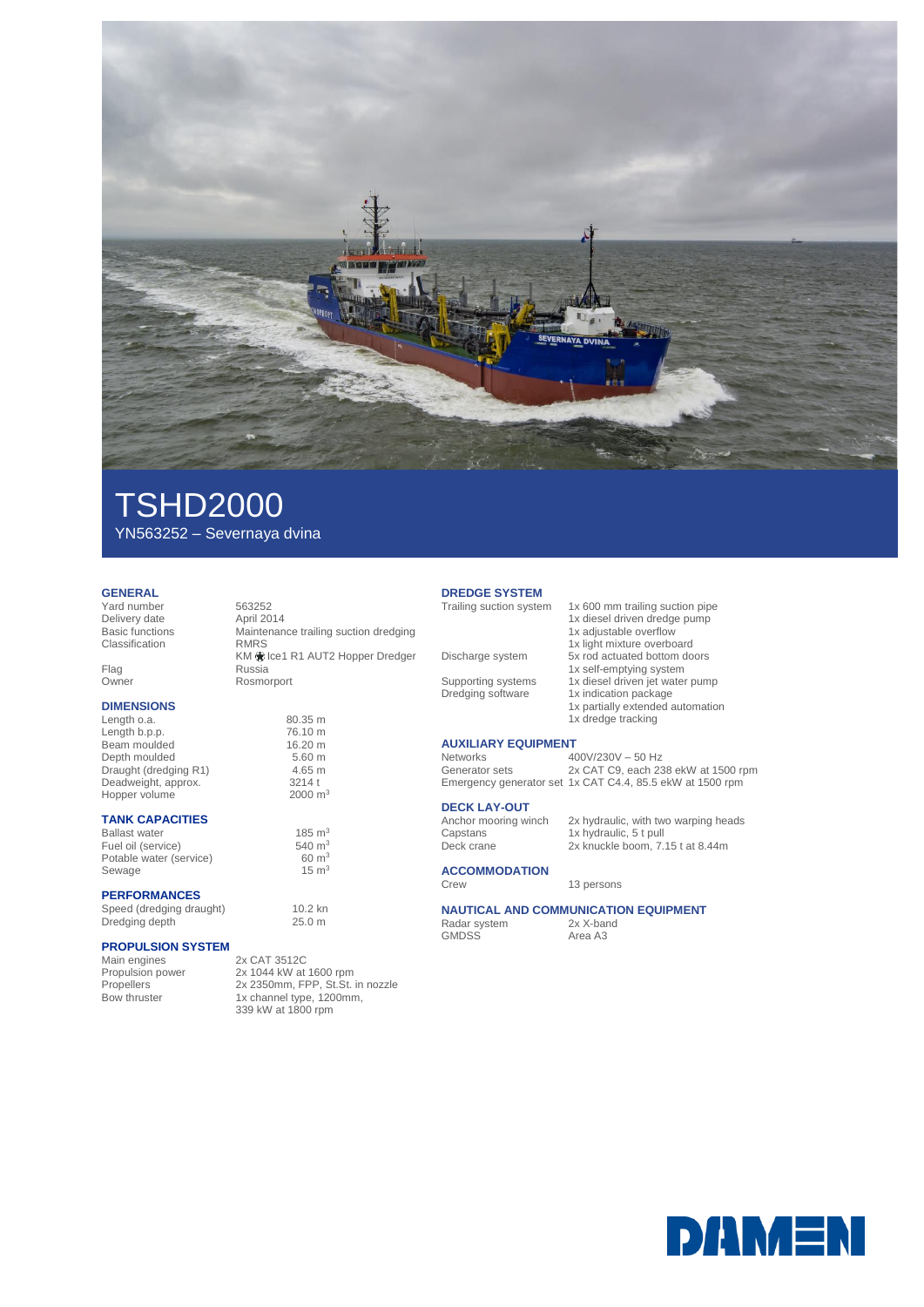# TSHD2000

YN563252 – Severnaya dvina

## GENERAL

| | |
|---|---|
| Yard number | 563252 |
| Delivery date | April 2014 |
| Basic functions | Maintenance trailing suction dredging |
| Classification | RMRS<br>KM ✱ Ice1 R1 AUT2 Hopper Dredger |
| Flag | Russia |
| Owner | Rosmorport |

## DIMENSIONS

| | |
|---|---|
| Length o.a. | 80.35 m |
| Length b.p.p. | 76.10 m |
| Beam moulded | 16.20 m |
| Depth moulded | 5.60 m |
| Draught (dredging R1) | 4.65 m |
| Deadweight, approx. | 3214 t |
| Hopper volume | 2000 $m^3$ |

## TANK CAPACITIES

| | |
|---|---|
| Ballast water | 185 $m^3$ |
| Fuel oil (service) | 540 $m^3$ |
| Potable water (service) | 60 $m^3$ |
| Sewage | 15 $m^3$ |

## PERFORMANCES

| | |
|---|---|
| Speed (dredging draught) | 10.2 kn |
| Dredging depth | 25.0 m |

## PROPULSION SYSTEM

| | |
|---|---|
| Main engines | 2x CAT 3512C |
| Propulsion power | 2x 1044 kW at 1600 rpm |
| Propellers | 2x 2350mm, FPP, St.St. in nozzle |
| Bow thruster | 1x channel type, 1200mm,<br>339 kW at 1800 rpm |

## DREDGE SYSTEM

| | |
|---|---|
| Trailing suction system | 1x 600 mm trailing suction pipe<br>1x diesel driven dredge pump<br>1x adjustable overflow<br>1x light mixture overboard |
| Discharge system | 5x rod actuated bottom doors<br>1x self-emptying system |
| Supporting systems | 1x diesel driven jet water pump |
| Dredging software | 1x indication package<br>1x partially extended automation<br>1x dredge tracking |

## AUXILIARY EQUIPMENT

| | |
|---|---|
| Networks | 400V/230V – 50 Hz |
| Generator sets | 2x CAT C9, each 238 ekW at 1500 rpm |
| Emergency generator set | 1x CAT C4.4, 85.5 ekW at 1500 rpm |

## DECK LAY-OUT

| | |
|---|---|
| Anchor mooring winch | 2x hydraulic, with two warping heads |
| Capstans | 1x hydraulic, 5 t pull |
| Deck crane | 2x knuckle boom, 7.15 t at 8.44m |

## ACCOMMODATION

| | |
|---|---|
| Crew | 13 persons |

## NAUTICAL AND COMMUNICATION EQUIPMENT

| | |
|---|---|
| Radar system | 2x X-band |
| GMDSS | Area A3 |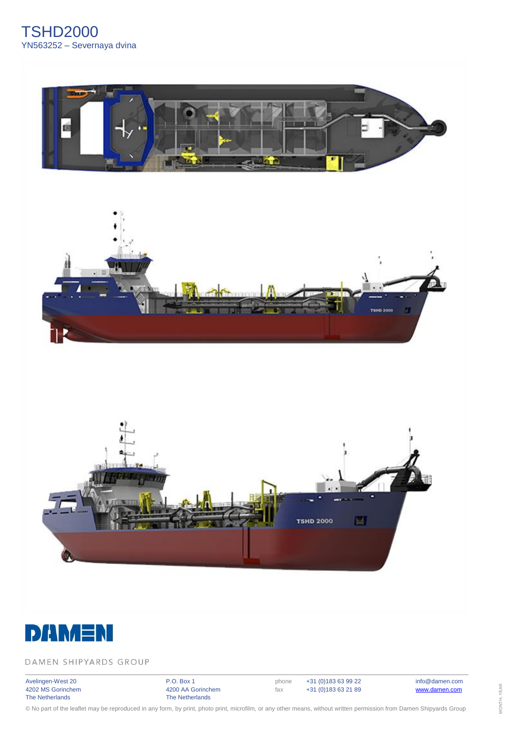# TSHD2000

YN563252 – Severnaya dvina

DAMEN SHIPYARDS GROUP

Avelingen-West 20
4202 MS Gorinchem
The Netherlands

P.O. Box 1
4200 AA Gorinchem
The Netherlands

phone +31 (0)183 63 99 22
fax +31 (0)183 63 21 89

info@damen.com
www.damen.com

© No part of the leaflet may be reproduced in any form, by print, photo print, microfilm, or any other means, without written permission from Damen Shipyards Group